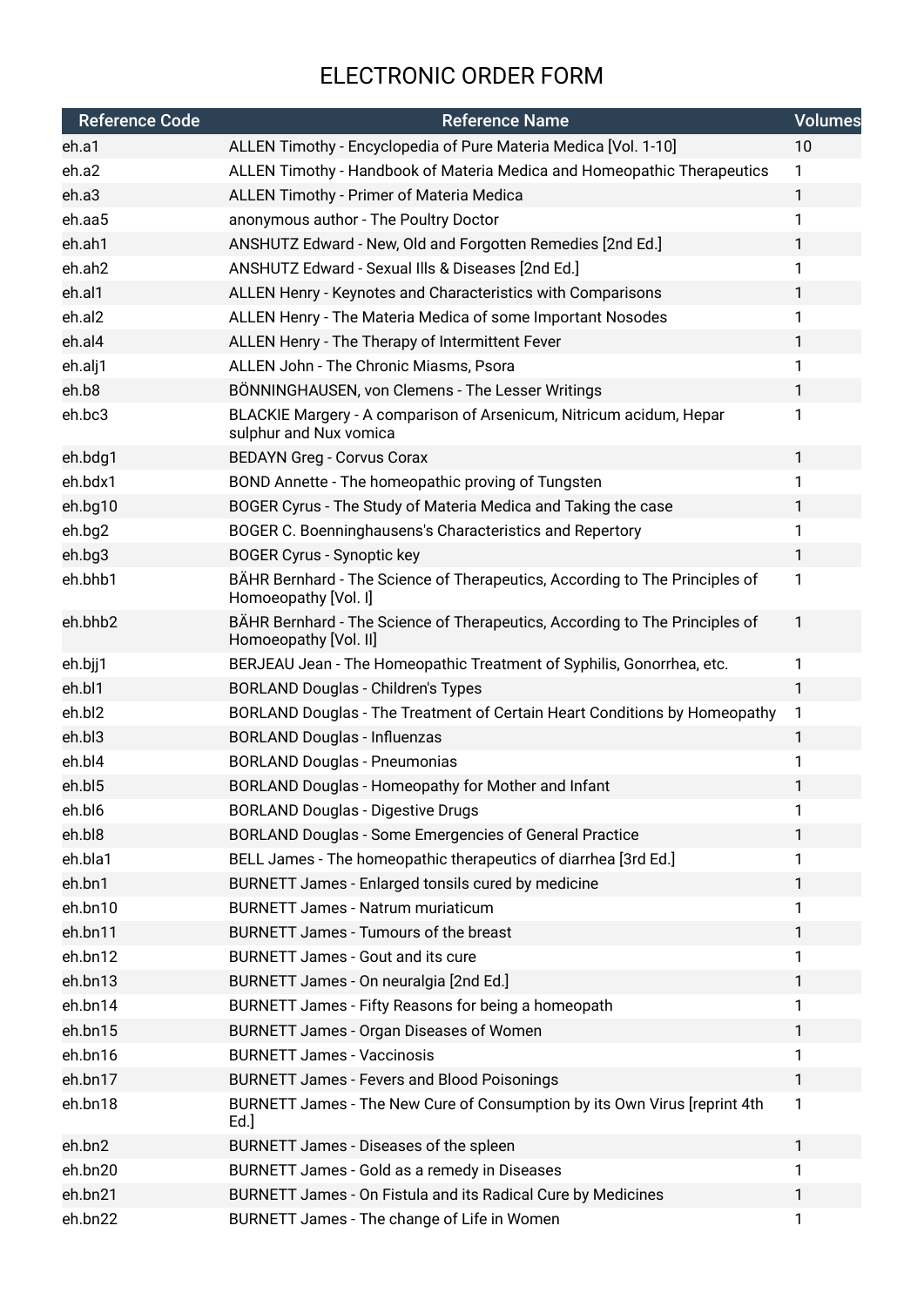# ELECTRONIC ORDER FORM

| Reference Code | Reference Name | Volumes |
|---|---|---|
| eh.a1 | ALLEN Timothy - Encyclopedia of Pure Materia Medica [Vol. 1-10] | 10 |
| eh.a2 | ALLEN Timothy - Handbook of Materia Medica and Homeopathic Therapeutics | 1 |
| eh.a3 | ALLEN Timothy - Primer of Materia Medica | 1 |
| eh.aa5 | anonymous author - The Poultry Doctor | 1 |
| eh.ah1 | ANSHUTZ Edward - New, Old and Forgotten Remedies [2nd Ed.] | 1 |
| eh.ah2 | ANSHUTZ Edward - Sexual Ills & Diseases [2nd Ed.] | 1 |
| eh.al1 | ALLEN Henry - Keynotes and Characteristics with Comparisons | 1 |
| eh.al2 | ALLEN Henry - The Materia Medica of some Important Nosodes | 1 |
| eh.al4 | ALLEN Henry - The Therapy of Intermittent Fever | 1 |
| eh.alj1 | ALLEN John - The Chronic Miasms, Psora | 1 |
| eh.b8 | BÖNNINGHAUSEN, von Clemens - The Lesser Writings | 1 |
| eh.bc3 | BLACKIE Margery - A comparison of Arsenicum, Nitricum acidum, Hepar sulphur and Nux vomica | 1 |
| eh.bdg1 | BEDAYN Greg - Corvus Corax | 1 |
| eh.bdx1 | BOND Annette - The homeopathic proving of Tungsten | 1 |
| eh.bg10 | BOGER Cyrus - The Study of Materia Medica and Taking the case | 1 |
| eh.bg2 | BOGER C. Boenninghausens's Characteristics and Repertory | 1 |
| eh.bg3 | BOGER Cyrus - Synoptic key | 1 |
| eh.bhb1 | BÄHR Bernhard - The Science of Therapeutics, According to The Principles of Homoeopathy [Vol. I] | 1 |
| eh.bhb2 | BÄHR Bernhard - The Science of Therapeutics, According to The Principles of Homoeopathy [Vol. II] | 1 |
| eh.bjj1 | BERJEAU Jean - The Homeopathic Treatment of Syphilis, Gonorrhea, etc. | 1 |
| eh.bl1 | BORLAND Douglas - Children's Types | 1 |
| eh.bl2 | BORLAND Douglas - The Treatment of Certain Heart Conditions by Homeopathy | 1 |
| eh.bl3 | BORLAND Douglas - Influenzas | 1 |
| eh.bl4 | BORLAND Douglas - Pneumonias | 1 |
| eh.bl5 | BORLAND Douglas - Homeopathy for Mother and Infant | 1 |
| eh.bl6 | BORLAND Douglas - Digestive Drugs | 1 |
| eh.bl8 | BORLAND Douglas - Some Emergencies of General Practice | 1 |
| eh.bla1 | BELL James - The homeopathic therapeutics of diarrhea [3rd Ed.] | 1 |
| eh.bn1 | BURNETT James - Enlarged tonsils cured by medicine | 1 |
| eh.bn10 | BURNETT James - Natrum muriaticum | 1 |
| eh.bn11 | BURNETT James - Tumours of the breast | 1 |
| eh.bn12 | BURNETT James - Gout and its cure | 1 |
| eh.bn13 | BURNETT James - On neuralgia [2nd Ed.] | 1 |
| eh.bn14 | BURNETT James - Fifty Reasons for being a homeopath | 1 |
| eh.bn15 | BURNETT James - Organ Diseases of Women | 1 |
| eh.bn16 | BURNETT James - Vaccinosis | 1 |
| eh.bn17 | BURNETT James - Fevers and Blood Poisonings | 1 |
| eh.bn18 | BURNETT James - The New Cure of Consumption by its Own Virus [reprint 4th Ed.] | 1 |
| eh.bn2 | BURNETT James - Diseases of the spleen | 1 |
| eh.bn20 | BURNETT James - Gold as a remedy in Diseases | 1 |
| eh.bn21 | BURNETT James - On Fistula and its Radical Cure by Medicines | 1 |
| eh.bn22 | BURNETT James - The change of Life in Women | 1 |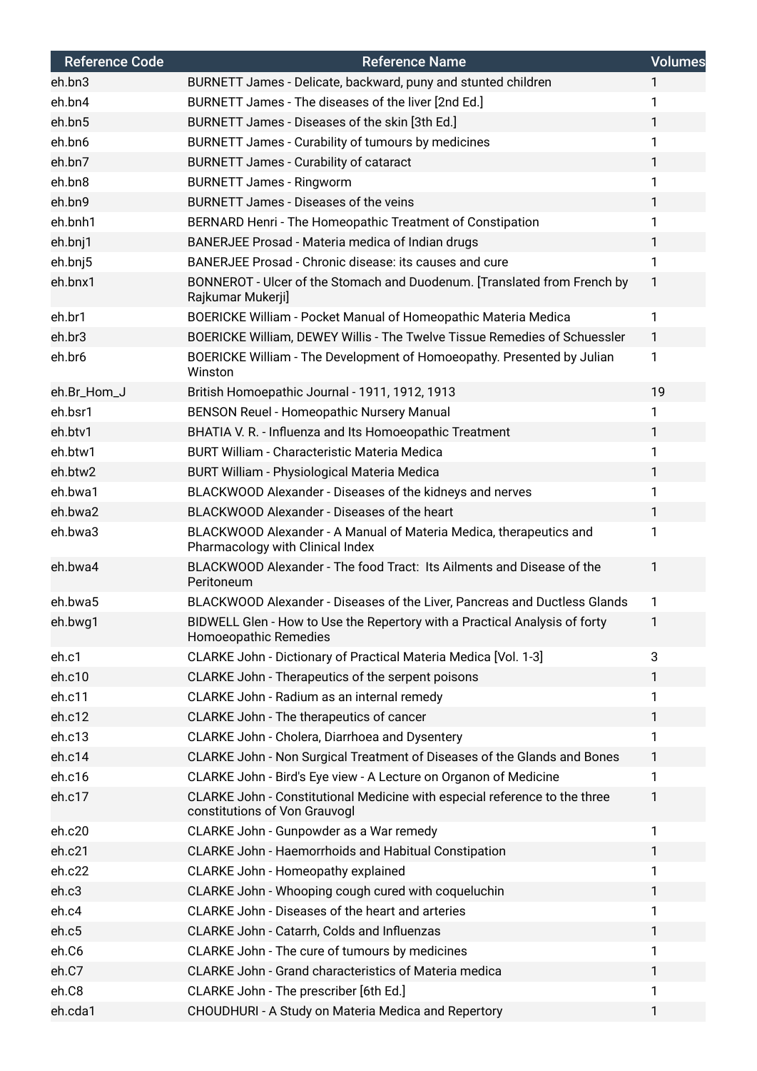| Reference Code | Reference Name | Volumes |
|---|---|---|
| eh.bn3 | BURNETT James - Delicate, backward, puny and stunted children | 1 |
| eh.bn4 | BURNETT James - The diseases of the liver [2nd Ed.] | 1 |
| eh.bn5 | BURNETT James - Diseases of the skin [3th Ed.] | 1 |
| eh.bn6 | BURNETT James - Curability of tumours by medicines | 1 |
| eh.bn7 | BURNETT James - Curability of cataract | 1 |
| eh.bn8 | BURNETT James - Ringworm | 1 |
| eh.bn9 | BURNETT James - Diseases of the veins | 1 |
| eh.bnh1 | BERNARD Henri - The Homeopathic Treatment of Constipation | 1 |
| eh.bnj1 | BANERJEE Prosad - Materia medica of Indian drugs | 1 |
| eh.bnj5 | BANERJEE Prosad - Chronic disease: its causes and cure | 1 |
| eh.bnx1 | BONNEROT - Ulcer of the Stomach and Duodenum. [Translated from French by Rajkumar Mukerji] | 1 |
| eh.br1 | BOERICKE William - Pocket Manual of Homeopathic Materia Medica | 1 |
| eh.br3 | BOERICKE William, DEWEY Willis - The Twelve Tissue Remedies of Schuessler | 1 |
| eh.br6 | BOERICKE William - The Development of Homoeopathy. Presented by Julian Winston | 1 |
| eh.Br_Hom_J | British Homoepathic Journal - 1911, 1912, 1913 | 19 |
| eh.bsr1 | BENSON Reuel - Homeopathic Nursery Manual | 1 |
| eh.btv1 | BHATIA V. R. - Influenza and Its Homoeopathic Treatment | 1 |
| eh.btw1 | BURT William - Characteristic Materia Medica | 1 |
| eh.btw2 | BURT William - Physiological Materia Medica | 1 |
| eh.bwa1 | BLACKWOOD Alexander - Diseases of the kidneys and nerves | 1 |
| eh.bwa2 | BLACKWOOD Alexander - Diseases of the heart | 1 |
| eh.bwa3 | BLACKWOOD Alexander - A Manual of Materia Medica, therapeutics and Pharmacology with Clinical Index | 1 |
| eh.bwa4 | BLACKWOOD Alexander - The food Tract: Its Ailments and Disease of the Peritoneum | 1 |
| eh.bwa5 | BLACKWOOD Alexander - Diseases of the Liver, Pancreas and Ductless Glands | 1 |
| eh.bwg1 | BIDWELL Glen - How to Use the Repertory with a Practical Analysis of forty Homoeopathic Remedies | 1 |
| eh.c1 | CLARKE John - Dictionary of Practical Materia Medica [Vol. 1-3] | 3 |
| eh.c10 | CLARKE John - Therapeutics of the serpent poisons | 1 |
| eh.c11 | CLARKE John - Radium as an internal remedy | 1 |
| eh.c12 | CLARKE John - The therapeutics of cancer | 1 |
| eh.c13 | CLARKE John - Cholera, Diarrhoea and Dysentery | 1 |
| eh.c14 | CLARKE John - Non Surgical Treatment of Diseases of the Glands and Bones | 1 |
| eh.c16 | CLARKE John - Bird's Eye view - A Lecture on Organon of Medicine | 1 |
| eh.c17 | CLARKE John - Constitutional Medicine with especial reference to the three constitutions of Von Grauvogl | 1 |
| eh.c20 | CLARKE John - Gunpowder as a War remedy | 1 |
| eh.c21 | CLARKE John - Haemorrhoids and Habitual Constipation | 1 |
| eh.c22 | CLARKE John - Homeopathy explained | 1 |
| eh.c3 | CLARKE John - Whooping cough cured with coqueluchin | 1 |
| eh.c4 | CLARKE John - Diseases of the heart and arteries | 1 |
| eh.c5 | CLARKE John - Catarrh, Colds and Influenzas | 1 |
| eh.C6 | CLARKE John - The cure of tumours by medicines | 1 |
| eh.C7 | CLARKE John - Grand characteristics of Materia medica | 1 |
| eh.C8 | CLARKE John - The prescriber [6th Ed.] | 1 |
| eh.cda1 | CHOUDHURI - A Study on Materia Medica and Repertory | 1 |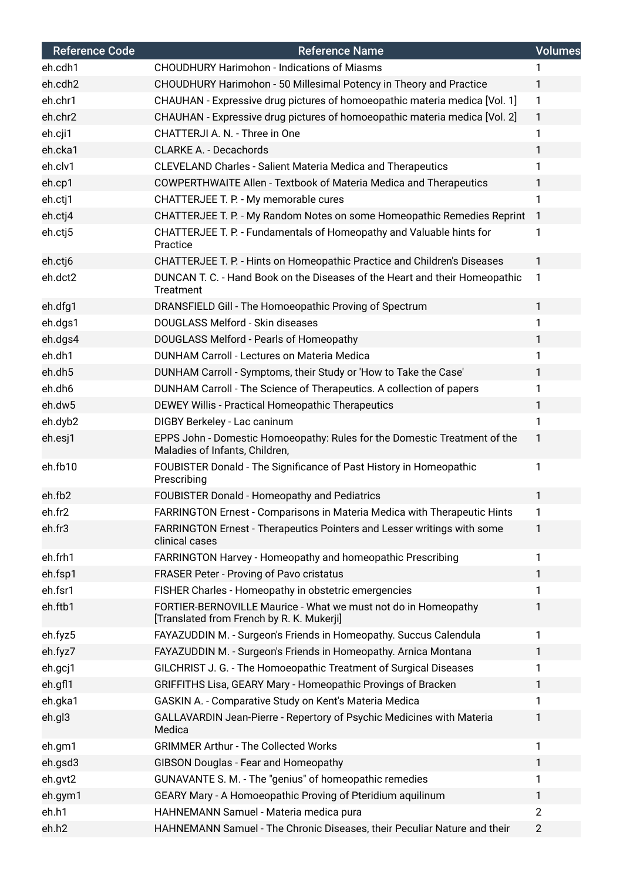| Reference Code | Reference Name | Volumes |
| --- | --- | --- |
| eh.cdh1 | CHOUDHURY Harimohon - Indications of Miasms | 1 |
| eh.cdh2 | CHOUDHURY Harimohon - 50 Millesimal Potency in Theory and Practice | 1 |
| eh.chr1 | CHAUHAN - Expressive drug pictures of homoeopathic materia medica [Vol. 1] | 1 |
| eh.chr2 | CHAUHAN - Expressive drug pictures of homoeopathic materia medica [Vol. 2] | 1 |
| eh.cji1 | CHATTERJI A. N. - Three in One | 1 |
| eh.cka1 | CLARKE A. - Decachords | 1 |
| eh.clv1 | CLEVELAND Charles - Salient Materia Medica and Therapeutics | 1 |
| eh.cp1 | COWPERTHWAITE Allen - Textbook of Materia Medica and Therapeutics | 1 |
| eh.ctj1 | CHATTERJEE T. P. - My memorable cures | 1 |
| eh.ctj4 | CHATTERJEE T. P. - My Random Notes on some Homeopathic Remedies Reprint | 1 |
| eh.ctj5 | CHATTERJEE T. P. - Fundamentals of Homeopathy and Valuable hints for Practice | 1 |
| eh.ctj6 | CHATTERJEE T. P. - Hints on Homeopathic Practice and Children's Diseases | 1 |
| eh.dct2 | DUNCAN T. C. - Hand Book on the Diseases of the Heart and their Homeopathic Treatment | 1 |
| eh.dfg1 | DRANSFIELD Gill - The Homoeopathic Proving of Spectrum | 1 |
| eh.dgs1 | DOUGLASS Melford - Skin diseases | 1 |
| eh.dgs4 | DOUGLASS Melford - Pearls of Homeopathy | 1 |
| eh.dh1 | DUNHAM Carroll - Lectures on Materia Medica | 1 |
| eh.dh5 | DUNHAM Carroll - Symptoms, their Study or 'How to Take the Case' | 1 |
| eh.dh6 | DUNHAM Carroll - The Science of Therapeutics. A collection of papers | 1 |
| eh.dw5 | DEWEY Willis - Practical Homeopathic Therapeutics | 1 |
| eh.dyb2 | DIGBY Berkeley - Lac caninum | 1 |
| eh.esj1 | EPPS John - Domestic Homoeopathy: Rules for the Domestic Treatment of the Maladies of Infants, Children, | 1 |
| eh.fb10 | FOUBISTER Donald - The Significance of Past History in Homeopathic Prescribing | 1 |
| eh.fb2 | FOUBISTER Donald - Homeopathy and Pediatrics | 1 |
| eh.fr2 | FARRINGTON Ernest - Comparisons in Materia Medica with Therapeutic Hints | 1 |
| eh.fr3 | FARRINGTON Ernest - Therapeutics Pointers and Lesser writings with some clinical cases | 1 |
| eh.frh1 | FARRINGTON Harvey - Homeopathy and homeopathic Prescribing | 1 |
| eh.fsp1 | FRASER Peter - Proving of Pavo cristatus | 1 |
| eh.fsr1 | FISHER Charles - Homeopathy in obstetric emergencies | 1 |
| eh.ftb1 | FORTIER-BERNOVILLE Maurice - What we must not do in Homeopathy [Translated from French by R. K. Mukerji] | 1 |
| eh.fyz5 | FAYAZUDDIN M. - Surgeon's Friends in Homeopathy. Succus Calendula | 1 |
| eh.fyz7 | FAYAZUDDIN M. - Surgeon's Friends in Homeopathy. Arnica Montana | 1 |
| eh.gcj1 | GILCHRIST J. G. - The Homoeopathic Treatment of Surgical Diseases | 1 |
| eh.gfl1 | GRIFFITHS Lisa, GEARY Mary - Homeopathic Provings of Bracken | 1 |
| eh.gka1 | GASKIN A. - Comparative Study on Kent's Materia Medica | 1 |
| eh.gl3 | GALLAVARDIN Jean-Pierre - Repertory of Psychic Medicines with Materia Medica | 1 |
| eh.gm1 | GRIMMER Arthur - The Collected Works | 1 |
| eh.gsd3 | GIBSON Douglas - Fear and Homeopathy | 1 |
| eh.gvt2 | GUNAVANTE S. M. - The "genius" of homeopathic remedies | 1 |
| eh.gym1 | GEARY Mary - A Homoeopathic Proving of Pteridium aquilinum | 1 |
| eh.h1 | HAHNEMANN Samuel - Materia medica pura | 2 |
| eh.h2 | HAHNEMANN Samuel - The Chronic Diseases, their Peculiar Nature and their | 2 |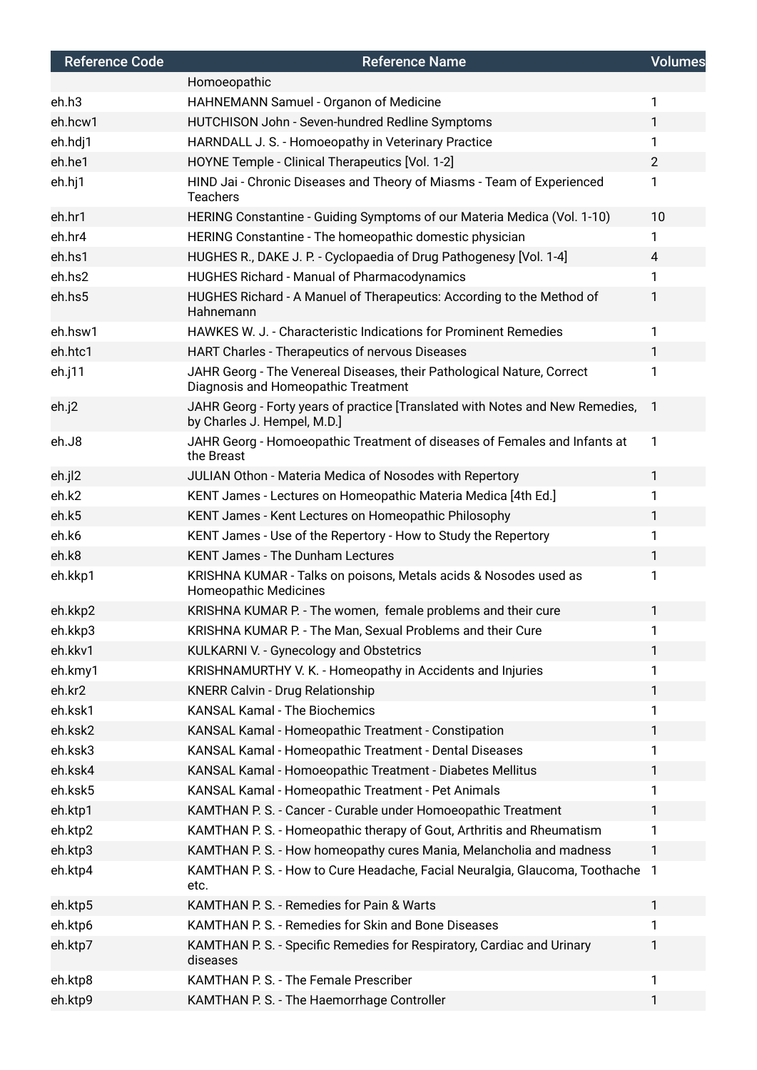| Reference Code | Reference Name | Volumes |
|---|---|---|
| | Homoeopathic | |
| eh.h3 | HAHNEMANN Samuel - Organon of Medicine | 1 |
| eh.hcw1 | HUTCHISON John - Seven-hundred Redline Symptoms | 1 |
| eh.hdj1 | HARNDALL J. S. - Homoeopathy in Veterinary Practice | 1 |
| eh.he1 | HOYNE Temple - Clinical Therapeutics [Vol. 1-2] | 2 |
| eh.hj1 | HIND Jai - Chronic Diseases and Theory of Miasms - Team of Experienced Teachers | 1 |
| eh.hr1 | HERING Constantine - Guiding Symptoms of our Materia Medica (Vol. 1-10) | 10 |
| eh.hr4 | HERING Constantine - The homeopathic domestic physician | 1 |
| eh.hs1 | HUGHES R., DAKE J. P. - Cyclopaedia of Drug Pathogenesy [Vol. 1-4] | 4 |
| eh.hs2 | HUGHES Richard - Manual of Pharmacodynamics | 1 |
| eh.hs5 | HUGHES Richard - A Manuel of Therapeutics: According to the Method of Hahnemann | 1 |
| eh.hsw1 | HAWKES W. J. - Characteristic Indications for Prominent Remedies | 1 |
| eh.htc1 | HART Charles - Therapeutics of nervous Diseases | 1 |
| eh.j11 | JAHR Georg - The Venereal Diseases, their Pathological Nature, Correct Diagnosis and Homeopathic Treatment | 1 |
| eh.j2 | JAHR Georg - Forty years of practice [Translated with Notes and New Remedies, by Charles J. Hempel, M.D.] | 1 |
| eh.J8 | JAHR Georg - Homoeopathic Treatment of diseases of Females and Infants at the Breast | 1 |
| eh.jl2 | JULIAN Othon - Materia Medica of Nosodes with Repertory | 1 |
| eh.k2 | KENT James - Lectures on Homeopathic Materia Medica [4th Ed.] | 1 |
| eh.k5 | KENT James - Kent Lectures on Homeopathic Philosophy | 1 |
| eh.k6 | KENT James - Use of the Repertory - How to Study the Repertory | 1 |
| eh.k8 | KENT James - The Dunham Lectures | 1 |
| eh.kkp1 | KRISHNA KUMAR - Talks on poisons, Metals acids & Nosodes used as Homeopathic Medicines | 1 |
| eh.kkp2 | KRISHNA KUMAR P. - The women,  female problems and their cure | 1 |
| eh.kkp3 | KRISHNA KUMAR P. - The Man, Sexual Problems and their Cure | 1 |
| eh.kkv1 | KULKARNI V. - Gynecology and Obstetrics | 1 |
| eh.kmy1 | KRISHNAMURTHY V. K. - Homeopathy in Accidents and Injuries | 1 |
| eh.kr2 | KNERR Calvin - Drug Relationship | 1 |
| eh.ksk1 | KANSAL Kamal - The Biochemics | 1 |
| eh.ksk2 | KANSAL Kamal - Homeopathic Treatment - Constipation | 1 |
| eh.ksk3 | KANSAL Kamal - Homeopathic Treatment - Dental Diseases | 1 |
| eh.ksk4 | KANSAL Kamal - Homoeopathic Treatment - Diabetes Mellitus | 1 |
| eh.ksk5 | KANSAL Kamal - Homeopathic Treatment - Pet Animals | 1 |
| eh.ktp1 | KAMTHAN P. S. - Cancer - Curable under Homoeopathic Treatment | 1 |
| eh.ktp2 | KAMTHAN P. S. - Homeopathic therapy of Gout, Arthritis and Rheumatism | 1 |
| eh.ktp3 | KAMTHAN P. S. - How homeopathy cures Mania, Melancholia and madness | 1 |
| eh.ktp4 | KAMTHAN P. S. - How to Cure Headache, Facial Neuralgia, Glaucoma, Toothache etc. | 1 |
| eh.ktp5 | KAMTHAN P. S. - Remedies for Pain & Warts | 1 |
| eh.ktp6 | KAMTHAN P. S. - Remedies for Skin and Bone Diseases | 1 |
| eh.ktp7 | KAMTHAN P. S. - Specific Remedies for Respiratory, Cardiac and Urinary diseases | 1 |
| eh.ktp8 | KAMTHAN P. S. - The Female Prescriber | 1 |
| eh.ktp9 | KAMTHAN P. S. - The Haemorrhage Controller | 1 |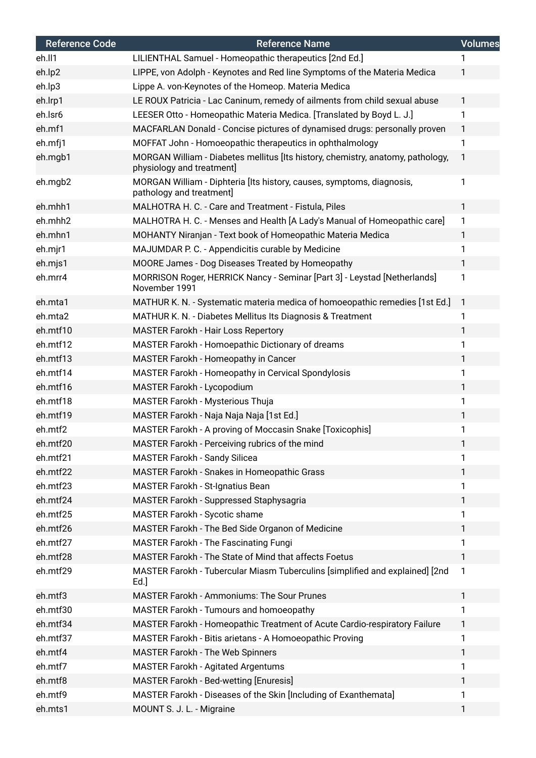| Reference Code | Reference Name | Volumes |
|---|---|---|
| eh.ll1 | LILIENTHAL Samuel - Homeopathic therapeutics [2nd Ed.] | 1 |
| eh.lp2 | LIPPE, von Adolph - Keynotes and Red line Symptoms of the Materia Medica | 1 |
| eh.lp3 | Lippe A. von-Keynotes of the Homeop. Materia Medica | |
| eh.lrp1 | LE ROUX Patricia - Lac Caninum, remedy of ailments from child sexual abuse | 1 |
| eh.lsr6 | LEESER Otto - Homeopathic Materia Medica. [Translated by Boyd L. J.] | 1 |
| eh.mf1 | MACFARLAN Donald - Concise pictures of dynamised drugs: personally proven | 1 |
| eh.mfj1 | MOFFAT John - Homoeopathic therapeutics in ophthalmology | 1 |
| eh.mgb1 | MORGAN William - Diabetes mellitus [Its history, chemistry, anatomy, pathology, physiology and treatment] | 1 |
| eh.mgb2 | MORGAN William - Diphteria [Its history, causes, symptoms, diagnosis, pathology and treatment] | 1 |
| eh.mhh1 | MALHOTRA H. C. - Care and Treatment - Fistula, Piles | 1 |
| eh.mhh2 | MALHOTRA H. C. - Menses and Health [A Lady's Manual of Homeopathic care] | 1 |
| eh.mhn1 | MOHANTY Niranjan - Text book of Homeopathic Materia Medica | 1 |
| eh.mjr1 | MAJUMDAR P. C. - Appendicitis curable by Medicine | 1 |
| eh.mjs1 | MOORE James - Dog Diseases Treated by Homeopathy | 1 |
| eh.mrr4 | MORRISON Roger, HERRICK Nancy - Seminar [Part 3] - Leystad [Netherlands] November 1991 | 1 |
| eh.mta1 | MATHUR K. N. - Systematic materia medica of homoeopathic remedies [1st Ed.] | 1 |
| eh.mta2 | MATHUR K. N. - Diabetes Mellitus Its Diagnosis & Treatment | 1 |
| eh.mtf10 | MASTER Farokh - Hair Loss Repertory | 1 |
| eh.mtf12 | MASTER Farokh - Homoepathic Dictionary of dreams | 1 |
| eh.mtf13 | MASTER Farokh - Homeopathy in Cancer | 1 |
| eh.mtf14 | MASTER Farokh - Homeopathy in Cervical Spondylosis | 1 |
| eh.mtf16 | MASTER Farokh - Lycopodium | 1 |
| eh.mtf18 | MASTER Farokh - Mysterious Thuja | 1 |
| eh.mtf19 | MASTER Farokh - Naja Naja Naja [1st Ed.] | 1 |
| eh.mtf2 | MASTER Farokh - A proving of Moccasin Snake [Toxicophis] | 1 |
| eh.mtf20 | MASTER Farokh - Perceiving rubrics of the mind | 1 |
| eh.mtf21 | MASTER Farokh - Sandy Silicea | 1 |
| eh.mtf22 | MASTER Farokh - Snakes in Homeopathic Grass | 1 |
| eh.mtf23 | MASTER Farokh - St-Ignatius Bean | 1 |
| eh.mtf24 | MASTER Farokh - Suppressed Staphysagria | 1 |
| eh.mtf25 | MASTER Farokh - Sycotic shame | 1 |
| eh.mtf26 | MASTER Farokh - The Bed Side Organon of Medicine | 1 |
| eh.mtf27 | MASTER Farokh - The Fascinating Fungi | 1 |
| eh.mtf28 | MASTER Farokh - The State of Mind that affects Foetus | 1 |
| eh.mtf29 | MASTER Farokh - Tubercular Miasm Tuberculins [simplified and explained] [2nd Ed.] | 1 |
| eh.mtf3 | MASTER Farokh - Ammoniums: The Sour Prunes | 1 |
| eh.mtf30 | MASTER Farokh - Tumours and homoeopathy | 1 |
| eh.mtf34 | MASTER Farokh - Homeopathic Treatment of Acute Cardio-respiratory Failure | 1 |
| eh.mtf37 | MASTER Farokh - Bitis arietans - A Homoeopathic Proving | 1 |
| eh.mtf4 | MASTER Farokh - The Web Spinners | 1 |
| eh.mtf7 | MASTER Farokh - Agitated Argentums | 1 |
| eh.mtf8 | MASTER Farokh - Bed-wetting [Enuresis] | 1 |
| eh.mtf9 | MASTER Farokh - Diseases of the Skin [Including of Exanthemata] | 1 |
| eh.mts1 | MOUNT S. J. L. - Migraine | 1 |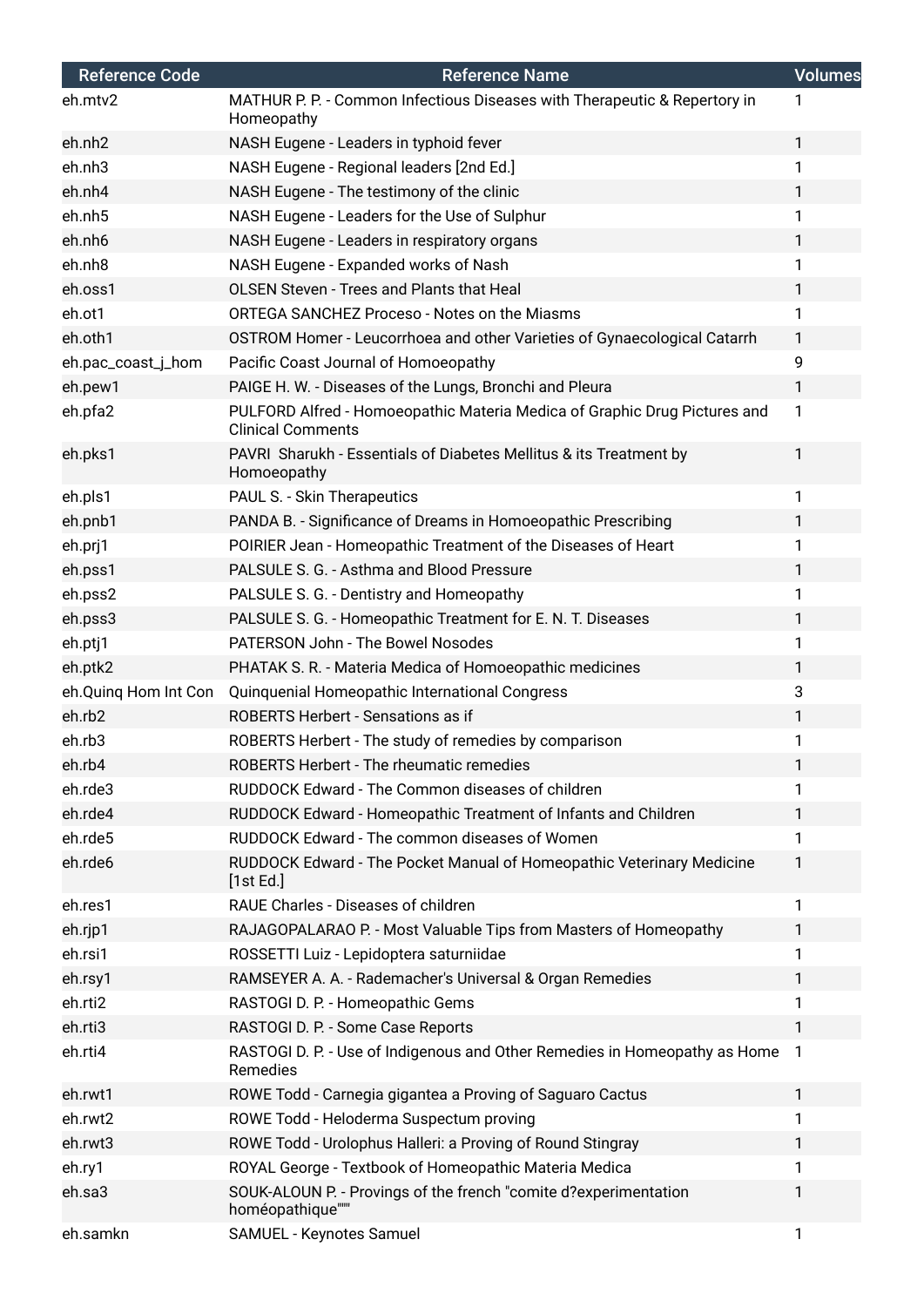| Reference Code | Reference Name | Volumes |
|---|---|---|
| eh.mtv2 | MATHUR P. P. - Common Infectious Diseases with Therapeutic & Repertory in Homeopathy | 1 |
| eh.nh2 | NASH Eugene - Leaders in typhoid fever | 1 |
| eh.nh3 | NASH Eugene - Regional leaders [2nd Ed.] | 1 |
| eh.nh4 | NASH Eugene - The testimony of the clinic | 1 |
| eh.nh5 | NASH Eugene - Leaders for the Use of Sulphur | 1 |
| eh.nh6 | NASH Eugene - Leaders in respiratory organs | 1 |
| eh.nh8 | NASH Eugene - Expanded works of Nash | 1 |
| eh.oss1 | OLSEN Steven - Trees and Plants that Heal | 1 |
| eh.ot1 | ORTEGA SANCHEZ Proceso - Notes on the Miasms | 1 |
| eh.oth1 | OSTROM Homer - Leucorrhoea and other Varieties of Gynaecological Catarrh | 1 |
| eh.pac_coast_j_hom | Pacific Coast Journal of Homoeopathy | 9 |
| eh.pew1 | PAIGE H. W. - Diseases of the Lungs, Bronchi and Pleura | 1 |
| eh.pfa2 | PULFORD Alfred - Homoeopathic Materia Medica of Graphic Drug Pictures and Clinical Comments | 1 |
| eh.pks1 | PAVRI Sharukh - Essentials of Diabetes Mellitus & its Treatment by Homoeopathy | 1 |
| eh.pls1 | PAUL S. - Skin Therapeutics | 1 |
| eh.pnb1 | PANDA B. - Significance of Dreams in Homoeopathic Prescribing | 1 |
| eh.prj1 | POIRIER Jean - Homeopathic Treatment of the Diseases of Heart | 1 |
| eh.pss1 | PALSULE S. G. - Asthma and Blood Pressure | 1 |
| eh.pss2 | PALSULE S. G. - Dentistry and Homeopathy | 1 |
| eh.pss3 | PALSULE S. G. - Homeopathic Treatment for E. N. T. Diseases | 1 |
| eh.ptj1 | PATERSON John - The Bowel Nosodes | 1 |
| eh.ptk2 | PHATAK S. R. - Materia Medica of Homoeopathic medicines | 1 |
| eh.Quinq Hom Int Con | Quinquenial Homeopathic International Congress | 3 |
| eh.rb2 | ROBERTS Herbert - Sensations as if | 1 |
| eh.rb3 | ROBERTS Herbert - The study of remedies by comparison | 1 |
| eh.rb4 | ROBERTS Herbert - The rheumatic remedies | 1 |
| eh.rde3 | RUDDOCK Edward - The Common diseases of children | 1 |
| eh.rde4 | RUDDOCK Edward - Homeopathic Treatment of Infants and Children | 1 |
| eh.rde5 | RUDDOCK Edward - The common diseases of Women | 1 |
| eh.rde6 | RUDDOCK Edward - The Pocket Manual of Homeopathic Veterinary Medicine [1st Ed.] | 1 |
| eh.res1 | RAUE Charles - Diseases of children | 1 |
| eh.rjp1 | RAJAGOPALARAO P. - Most Valuable Tips from Masters of Homeopathy | 1 |
| eh.rsi1 | ROSSETTI Luiz - Lepidoptera saturniidae | 1 |
| eh.rsy1 | RAMSEYER A. A. - Rademacher's Universal & Organ Remedies | 1 |
| eh.rti2 | RASTOGI D. P. - Homeopathic Gems | 1 |
| eh.rti3 | RASTOGI D. P. - Some Case Reports | 1 |
| eh.rti4 | RASTOGI D. P. - Use of Indigenous and Other Remedies in Homeopathy as Home Remedies | 1 |
| eh.rwt1 | ROWE Todd - Carnegia gigantea a Proving of Saguaro Cactus | 1 |
| eh.rwt2 | ROWE Todd - Heloderma Suspectum proving | 1 |
| eh.rwt3 | ROWE Todd - Urolophus Halleri: a Proving of Round Stingray | 1 |
| eh.ry1 | ROYAL George - Textbook of Homeopathic Materia Medica | 1 |
| eh.sa3 | SOUK-ALOUN P. - Provings of the french "comite d?experimentation homéopathique""" | 1 |
| eh.samkn | SAMUEL - Keynotes Samuel | 1 |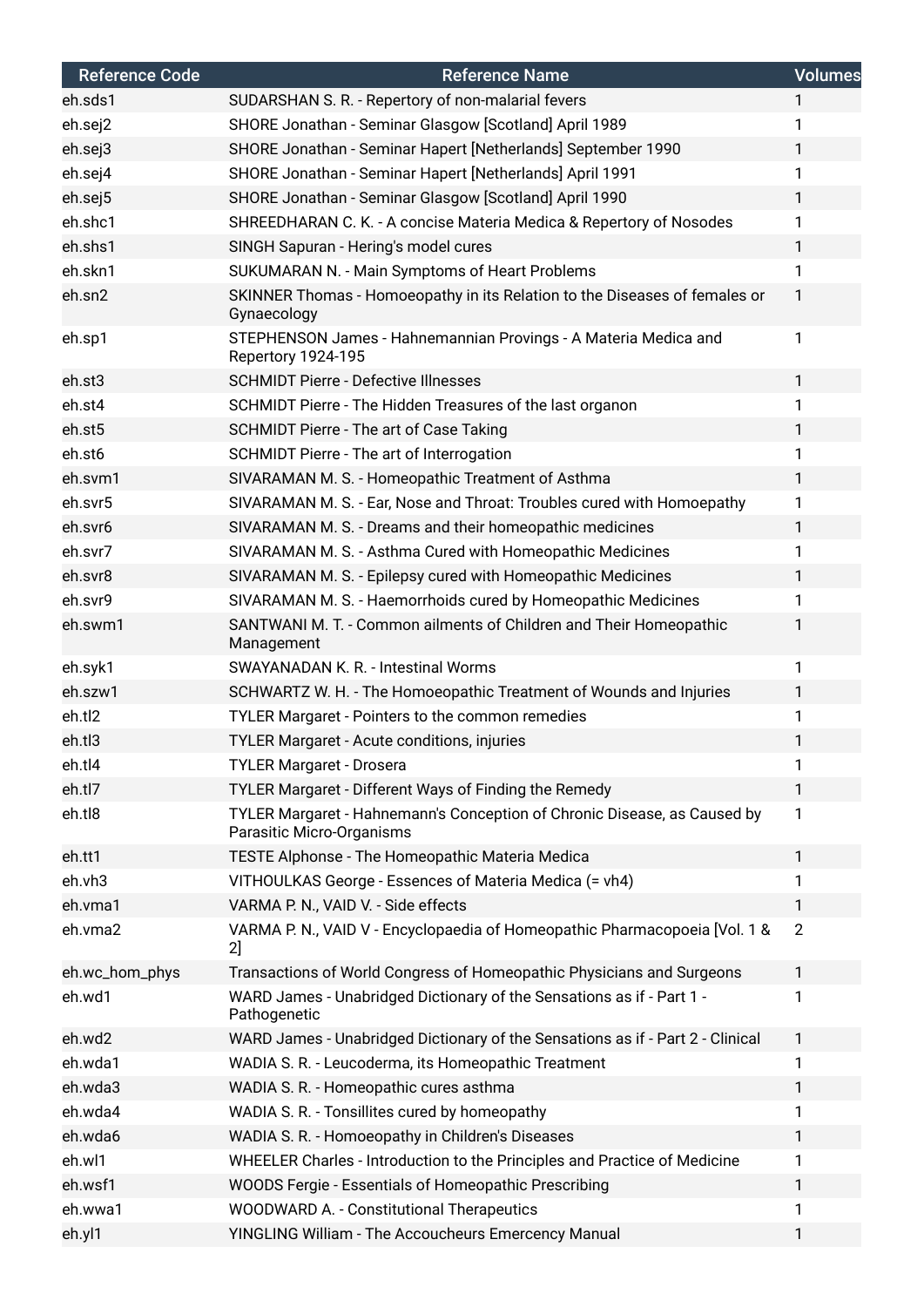| Reference Code | Reference Name | Volumes |
|---|---|---|
| eh.sds1 | SUDARSHAN S. R. - Repertory of non-malarial fevers | 1 |
| eh.sej2 | SHORE Jonathan - Seminar Glasgow [Scotland] April 1989 | 1 |
| eh.sej3 | SHORE Jonathan - Seminar Hapert [Netherlands] September 1990 | 1 |
| eh.sej4 | SHORE Jonathan - Seminar Hapert [Netherlands] April 1991 | 1 |
| eh.sej5 | SHORE Jonathan - Seminar Glasgow [Scotland] April 1990 | 1 |
| eh.shc1 | SHREEDHARAN C. K. - A concise Materia Medica & Repertory of Nosodes | 1 |
| eh.shs1 | SINGH Sapuran - Hering's model cures | 1 |
| eh.skn1 | SUKUMARAN N. - Main Symptoms of Heart Problems | 1 |
| eh.sn2 | SKINNER Thomas - Homoeopathy in its Relation to the Diseases of females or Gynaecology | 1 |
| eh.sp1 | STEPHENSON James - Hahnemannian Provings - A Materia Medica and Repertory 1924-195 | 1 |
| eh.st3 | SCHMIDT Pierre - Defective Illnesses | 1 |
| eh.st4 | SCHMIDT Pierre - The Hidden Treasures of the last organon | 1 |
| eh.st5 | SCHMIDT Pierre - The art of Case Taking | 1 |
| eh.st6 | SCHMIDT Pierre - The art of Interrogation | 1 |
| eh.svm1 | SIVARAMAN M. S. - Homeopathic Treatment of Asthma | 1 |
| eh.svr5 | SIVARAMAN M. S. - Ear, Nose and Throat: Troubles cured with Homoepathy | 1 |
| eh.svr6 | SIVARAMAN M. S. - Dreams and their homeopathic medicines | 1 |
| eh.svr7 | SIVARAMAN M. S. - Asthma Cured with Homeopathic Medicines | 1 |
| eh.svr8 | SIVARAMAN M. S. - Epilepsy cured with Homeopathic Medicines | 1 |
| eh.svr9 | SIVARAMAN M. S. - Haemorrhoids cured by Homeopathic Medicines | 1 |
| eh.swm1 | SANTWANI M. T. - Common ailments of Children and Their Homeopathic Management | 1 |
| eh.syk1 | SWAYANADAN K. R. - Intestinal Worms | 1 |
| eh.szw1 | SCHWARTZ W. H. - The Homoeopathic Treatment of Wounds and Injuries | 1 |
| eh.tl2 | TYLER Margaret - Pointers to the common remedies | 1 |
| eh.tl3 | TYLER Margaret - Acute conditions, injuries | 1 |
| eh.tl4 | TYLER Margaret - Drosera | 1 |
| eh.tl7 | TYLER Margaret - Different Ways of Finding the Remedy | 1 |
| eh.tl8 | TYLER Margaret - Hahnemann's Conception of Chronic Disease, as Caused by Parasitic Micro-Organisms | 1 |
| eh.tt1 | TESTE Alphonse - The Homeopathic Materia Medica | 1 |
| eh.vh3 | VITHOULKAS George - Essences of Materia Medica (= vh4) | 1 |
| eh.vma1 | VARMA P. N., VAID V. - Side effects | 1 |
| eh.vma2 | VARMA P. N., VAID V - Encyclopaedia of Homeopathic Pharmacopoeia [Vol. 1 & 2] | 2 |
| eh.wc_hom_phys | Transactions of World Congress of Homeopathic Physicians and Surgeons | 1 |
| eh.wd1 | WARD James - Unabridged Dictionary of the Sensations as if - Part 1 - Pathogenetic | 1 |
| eh.wd2 | WARD James - Unabridged Dictionary of the Sensations as if - Part 2 - Clinical | 1 |
| eh.wda1 | WADIA S. R. - Leucoderma, its Homeopathic Treatment | 1 |
| eh.wda3 | WADIA S. R. - Homeopathic cures asthma | 1 |
| eh.wda4 | WADIA S. R. - Tonsillites cured by homeopathy | 1 |
| eh.wda6 | WADIA S. R. - Homoeopathy in Children's Diseases | 1 |
| eh.wl1 | WHEELER Charles - Introduction to the Principles and Practice of Medicine | 1 |
| eh.wsf1 | WOODS Fergie - Essentials of Homeopathic Prescribing | 1 |
| eh.wwa1 | WOODWARD A. - Constitutional Therapeutics | 1 |
| eh.yl1 | YINGLING William - The Accoucheurs Emercency Manual | 1 |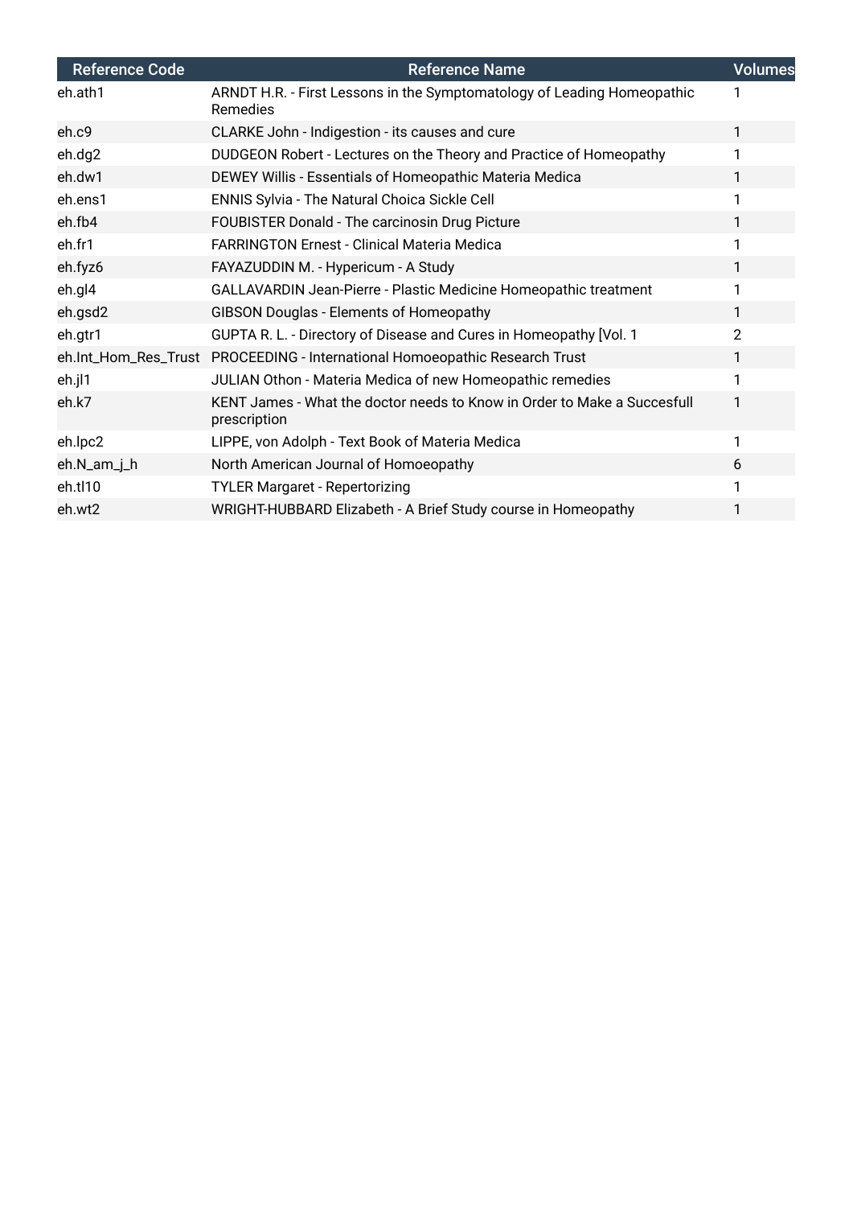| Reference Code | Reference Name | Volumes |
|---|---|---|
| eh.ath1 | ARNDT H.R. - First Lessons in the Symptomatology of Leading Homeopathic Remedies | 1 |
| eh.c9 | CLARKE John - Indigestion - its causes and cure | 1 |
| eh.dg2 | DUDGEON Robert - Lectures on the Theory and Practice of Homeopathy | 1 |
| eh.dw1 | DEWEY Willis - Essentials of Homeopathic Materia Medica | 1 |
| eh.ens1 | ENNIS Sylvia - The Natural Choica Sickle Cell | 1 |
| eh.fb4 | FOUBISTER Donald - The carcinosin Drug Picture | 1 |
| eh.fr1 | FARRINGTON Ernest - Clinical Materia Medica | 1 |
| eh.fyz6 | FAYAZUDDIN M. - Hypericum - A Study | 1 |
| eh.gl4 | GALLAVARDIN Jean-Pierre - Plastic Medicine Homeopathic treatment | 1 |
| eh.gsd2 | GIBSON Douglas - Elements of Homeopathy | 1 |
| eh.gtr1 | GUPTA R. L. - Directory of Disease and Cures in Homeopathy [Vol. 1 | 2 |
| eh.Int_Hom_Res_Trust | PROCEEDING - International Homoeopathic Research Trust | 1 |
| eh.jl1 | JULIAN Othon - Materia Medica of new Homeopathic remedies | 1 |
| eh.k7 | KENT James - What the doctor needs to Know in Order to Make a Succesfull prescription | 1 |
| eh.lpc2 | LIPPE, von Adolph - Text Book of Materia Medica | 1 |
| eh.N_am_j_h | North American Journal of Homoeopathy | 6 |
| eh.tl10 | TYLER Margaret - Repertorizing | 1 |
| eh.wt2 | WRIGHT-HUBBARD Elizabeth - A Brief Study course in Homeopathy | 1 |